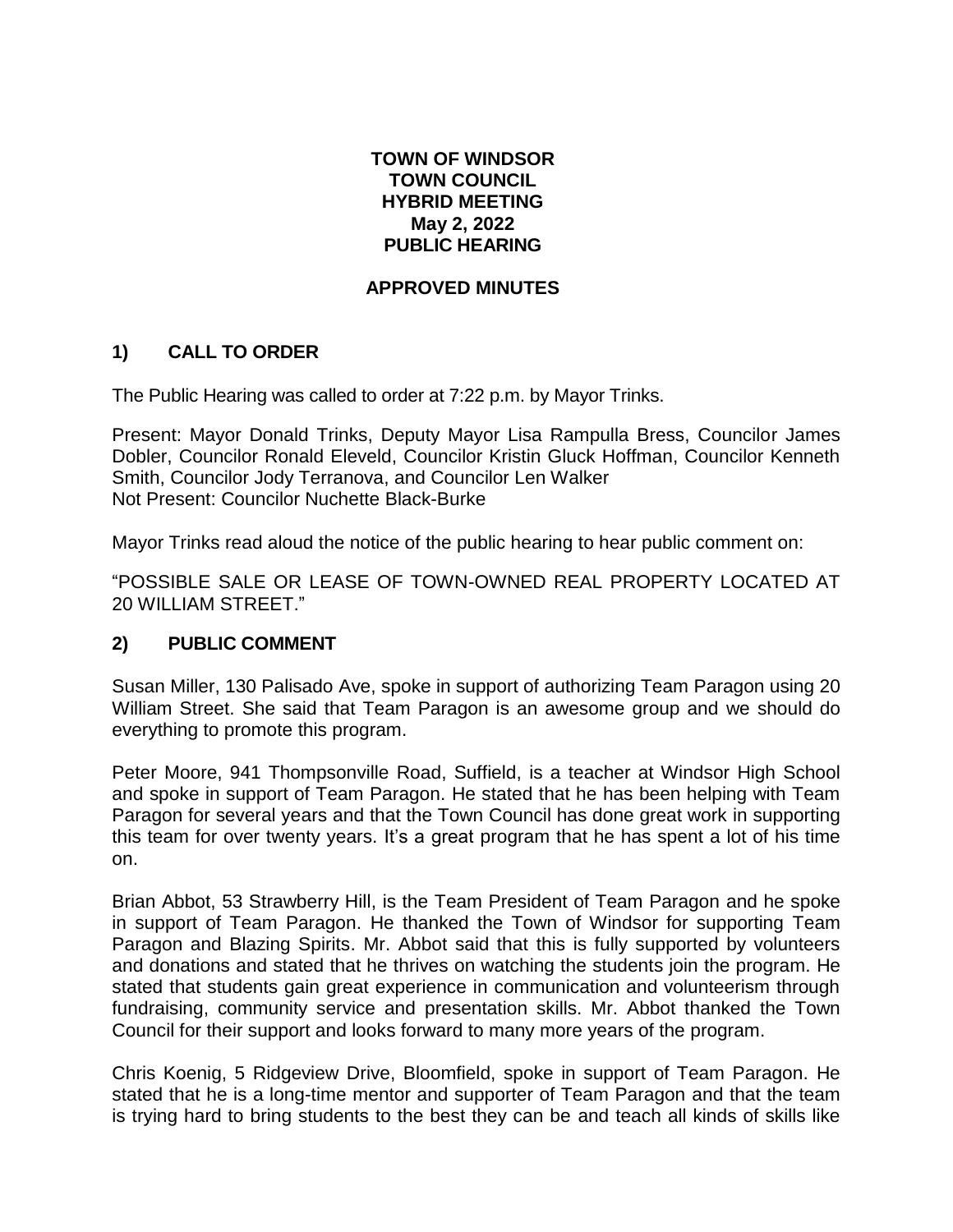# TOWN OF WINDSOR
# TOWN COUNCIL
# HYBRID MEETING
# May 2, 2022
# PUBLIC HEARING

## APPROVED MINUTES

## 1) CALL TO ORDER

The Public Hearing was called to order at 7:22 p.m. by Mayor Trinks.

Present: Mayor Donald Trinks, Deputy Mayor Lisa Rampulla Bress, Councilor James Dobler, Councilor Ronald Eleveld, Councilor Kristin Gluck Hoffman, Councilor Kenneth Smith, Councilor Jody Terranova, and Councilor Len Walker
Not Present: Councilor Nuchette Black-Burke

Mayor Trinks read aloud the notice of the public hearing to hear public comment on:

"POSSIBLE SALE OR LEASE OF TOWN-OWNED REAL PROPERTY LOCATED AT 20 WILLIAM STREET."

## 2) PUBLIC COMMENT

Susan Miller, 130 Palisado Ave, spoke in support of authorizing Team Paragon using 20 William Street. She said that Team Paragon is an awesome group and we should do everything to promote this program.

Peter Moore, 941 Thompsonville Road, Suffield, is a teacher at Windsor High School and spoke in support of Team Paragon. He stated that he has been helping with Team Paragon for several years and that the Town Council has done great work in supporting this team for over twenty years. It's a great program that he has spent a lot of his time on.

Brian Abbot, 53 Strawberry Hill, is the Team President of Team Paragon and he spoke in support of Team Paragon. He thanked the Town of Windsor for supporting Team Paragon and Blazing Spirits. Mr. Abbot said that this is fully supported by volunteers and donations and stated that he thrives on watching the students join the program. He stated that students gain great experience in communication and volunteerism through fundraising, community service and presentation skills. Mr. Abbot thanked the Town Council for their support and looks forward to many more years of the program.

Chris Koenig, 5 Ridgeview Drive, Bloomfield, spoke in support of Team Paragon. He stated that he is a long-time mentor and supporter of Team Paragon and that the team is trying hard to bring students to the best they can be and teach all kinds of skills like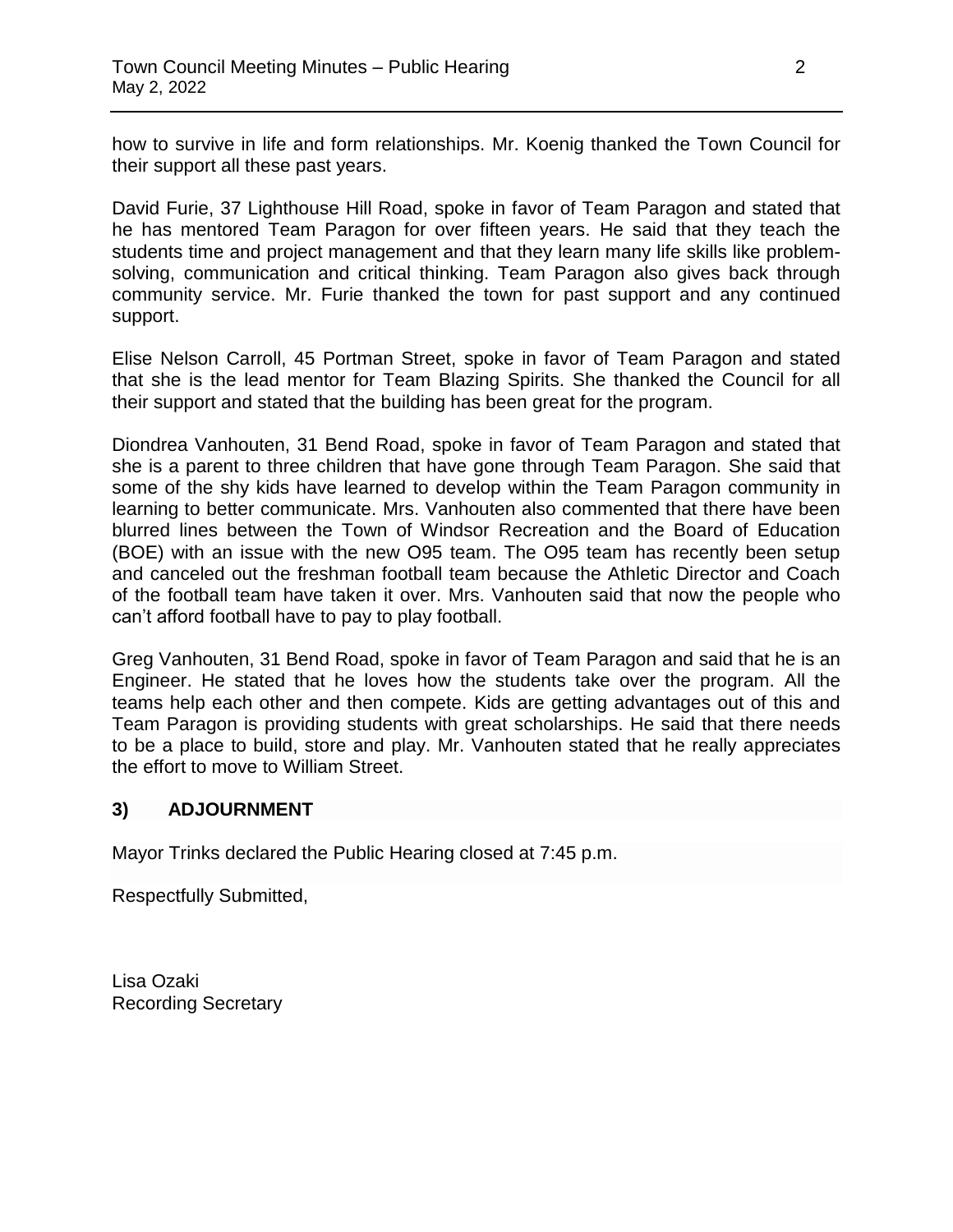how to survive in life and form relationships. Mr. Koenig thanked the Town Council for their support all these past years.

David Furie, 37 Lighthouse Hill Road, spoke in favor of Team Paragon and stated that he has mentored Team Paragon for over fifteen years. He said that they teach the students time and project management and that they learn many life skills like problem-solving, communication and critical thinking. Team Paragon also gives back through community service. Mr. Furie thanked the town for past support and any continued support.

Elise Nelson Carroll, 45 Portman Street, spoke in favor of Team Paragon and stated that she is the lead mentor for Team Blazing Spirits. She thanked the Council for all their support and stated that the building has been great for the program.

Diondrea Vanhouten, 31 Bend Road, spoke in favor of Team Paragon and stated that she is a parent to three children that have gone through Team Paragon. She said that some of the shy kids have learned to develop within the Team Paragon community in learning to better communicate. Mrs. Vanhouten also commented that there have been blurred lines between the Town of Windsor Recreation and the Board of Education (BOE) with an issue with the new O95 team. The O95 team has recently been setup and canceled out the freshman football team because the Athletic Director and Coach of the football team have taken it over. Mrs. Vanhouten said that now the people who can't afford football have to pay to play football.

Greg Vanhouten, 31 Bend Road, spoke in favor of Team Paragon and said that he is an Engineer. He stated that he loves how the students take over the program. All the teams help each other and then compete. Kids are getting advantages out of this and Team Paragon is providing students with great scholarships. He said that there needs to be a place to build, store and play. Mr. Vanhouten stated that he really appreciates the effort to move to William Street.

## 3) ADJOURNMENT

Mayor Trinks declared the Public Hearing closed at 7:45 p.m.

Respectfully Submitted,

Lisa Ozaki
Recording Secretary